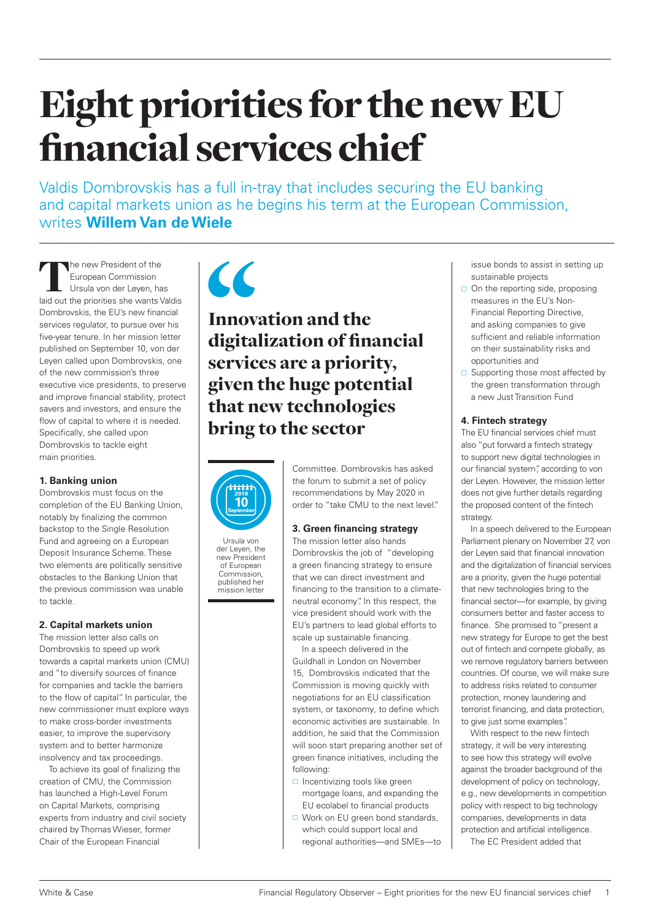# Eight priorities for the new EU financial services chief

Valdis Dombrovskis has a full in-tray that includes securing the EU banking and capital markets union as he begins his term at the European Commission, writes **Willem Van de Wiele**

The new President of the European Commission Ursula von der Leyen, has laid out the priorities she wants Valdis Dombrovskis, the EU's new financial services regulator, to pursue over his five-year tenure. In her mission letter published on September 10, von der Leyen called upon Dombrovskis, one of the new commission's three executive vice presidents, to preserve and improve financial stability, protect savers and investors, and ensure the flow of capital to where it is needed. Specifically, she called upon Dombrovskis to tackle eight main priorities.

### 1. Banking union

Dombrovskis must focus on the completion of the EU Banking Union, notably by finalizing the common backstop to the Single Resolution Fund and agreeing on a European Deposit Insurance Scheme. These two elements are politically sensitive obstacles to the Banking Union that the previous commission was unable to tackle.

### 2. Capital markets union

The mission letter also calls on Dombrovskis to speed up work towards a capital markets union (CMU) and "to diversify sources of finance for companies and tackle the barriers to the flow of capital". In particular, the new commissioner must explore ways to make cross-border investments easier, to improve the supervisory system and to better harmonize insolvency and tax proceedings.

To achieve its goal of finalizing the creation of CMU, the Commission has launched a High-Level Forum on Capital Markets, comprising experts from industry and civil society chaired by Thomas Wieser, former Chair of the European Financial Committee. Dombrovskis has asked the forum to submit a set of policy recommendations by May 2020 in order to "take CMU to the next level."

> **Innovation and the digitalization of financial services are a priority, given the huge potential that new technologies bring to the sector**

2019 10 September

Ursula von der Leyen, the new President of European Commission, published her mission letter

### 3. Green financing strategy

The mission letter also hands Dombrovskis the job of "developing a green financing strategy to ensure that we can direct investment and financing to the transition to a climate-neutral economy". In this respect, the vice president should work with the EU's partners to lead global efforts to scale up sustainable financing.

In a speech delivered in the Guildhall in London on November 15, Dombrovskis indicated that the Commission is moving quickly with negotiations for an EU classification system, or taxonomy, to define which economic activities are sustainable. In addition, he said that the Commission will soon start preparing another set of green finance initiatives, including the following:

- Incentivizing tools like green mortgage loans, and expanding the EU ecolabel to financial products
- Work on EU green bond standards, which could support local and regional authorities—and SMEs—to issue bonds to assist in setting up sustainable projects
- On the reporting side, proposing measures in the EU's Non-Financial Reporting Directive, and asking companies to give sufficient and reliable information on their sustainability risks and opportunities and
- Supporting those most affected by the green transformation through a new Just Transition Fund

### 4. Fintech strategy

The EU financial services chief must also "put forward a fintech strategy to support new digital technologies in our financial system", according to von der Leyen. However, the mission letter does not give further details regarding the proposed content of the fintech strategy.

In a speech delivered to the European Parliament plenary on November 27, von der Leyen said that financial innovation and the digitalization of financial services are a priority, given the huge potential that new technologies bring to the financial sector—for example, by giving consumers better and faster access to finance. She promised to "present a new strategy for Europe to get the best out of fintech and compete globally, as we remove regulatory barriers between countries. Of course, we will make sure to address risks related to consumer protection, money laundering and terrorist financing, and data protection, to give just some examples".

With respect to the new fintech strategy, it will be very interesting to see how this strategy will evolve against the broader background of the development of policy on technology, e.g., new developments in competition policy with respect to big technology companies, developments in data protection and artificial intelligence.

The EC President added that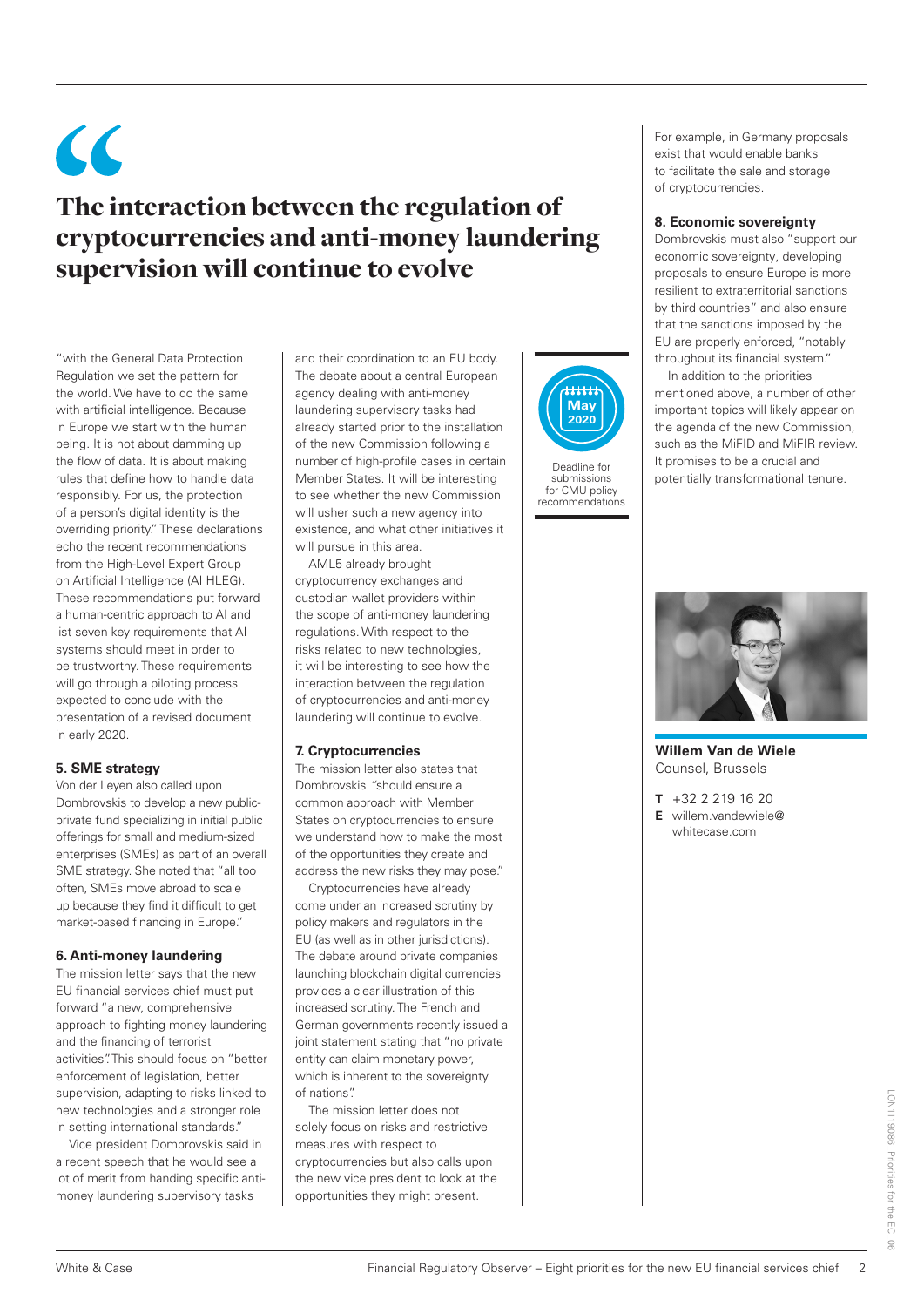> **The interaction between the regulation of cryptocurrencies and anti-money laundering supervision will continue to evolve**

"with the General Data Protection Regulation we set the pattern for the world. We have to do the same with artificial intelligence. Because in Europe we start with the human being. It is not about damming up the flow of data. It is about making rules that define how to handle data responsibly. For us, the protection of a person's digital identity is the overriding priority." These declarations echo the recent recommendations from the High-Level Expert Group on Artificial Intelligence (AI HLEG). These recommendations put forward a human-centric approach to AI and list seven key requirements that AI systems should meet in order to be trustworthy. These requirements will go through a piloting process expected to conclude with the presentation of a revised document in early 2020.

#### 5. SME strategy

Von der Leyen also called upon Dombrovskis to develop a new public-private fund specializing in initial public offerings for small and medium-sized enterprises (SMEs) as part of an overall SME strategy. She noted that "all too often, SMEs move abroad to scale up because they find it difficult to get market-based financing in Europe."

#### 6. Anti-money laundering

The mission letter says that the new EU financial services chief must put forward "a new, comprehensive approach to fighting money laundering and the financing of terrorist activities". This should focus on "better enforcement of legislation, better supervision, adapting to risks linked to new technologies and a stronger role in setting international standards."

Vice president Dombrovskis said in a recent speech that he would see a lot of merit from handing specific anti-money laundering supervisory tasks and their coordination to an EU body. The debate about a central European agency dealing with anti-money laundering supervisory tasks had already started prior to the installation of the new Commission following a number of high-profile cases in certain Member States. It will be interesting to see whether the new Commission will usher such a new agency into existence, and what other initiatives it will pursue in this area.

AML5 already brought cryptocurrency exchanges and custodian wallet providers within the scope of anti-money laundering regulations. With respect to the risks related to new technologies, it will be interesting to see how the interaction between the regulation of cryptocurrencies and anti-money laundering will continue to evolve.

#### 7. Cryptocurrencies

The mission letter also states that Dombrovskis *"*should ensure a common approach with Member States on cryptocurrencies to ensure we understand how to make the most of the opportunities they create and address the new risks they may pose."

Cryptocurrencies have already come under an increased scrutiny by policy makers and regulators in the EU (as well as in other jurisdictions). The debate around private companies launching blockchain digital currencies provides a clear illustration of this increased scrutiny. The French and German governments recently issued a joint statement stating that "no private entity can claim monetary power, which is inherent to the sovereignty of nations".

The mission letter does not solely focus on risks and restrictive measures with respect to cryptocurrencies but also calls upon the new vice president to look at the opportunities they might present.

May 2020

Deadline for submissions for CMU policy recommendations

For example, in Germany proposals exist that would enable banks to facilitate the sale and storage of cryptocurrencies.

#### 8. Economic sovereignty

Dombrovskis must also "support our economic sovereignty, developing proposals to ensure Europe is more resilient to extraterritorial sanctions by third countries" and also ensure that the sanctions imposed by the EU are properly enforced, "notably throughout its financial system."

In addition to the priorities mentioned above, a number of other important topics will likely appear on the agenda of the new Commission, such as the MiFID and MiFIR review. It promises to be a crucial and potentially transformational tenure.

**Willem Van de Wiele**
Counsel, Brussels

**T** +32 2 219 16 20
**E** willem.vandewiele@whitecase.com